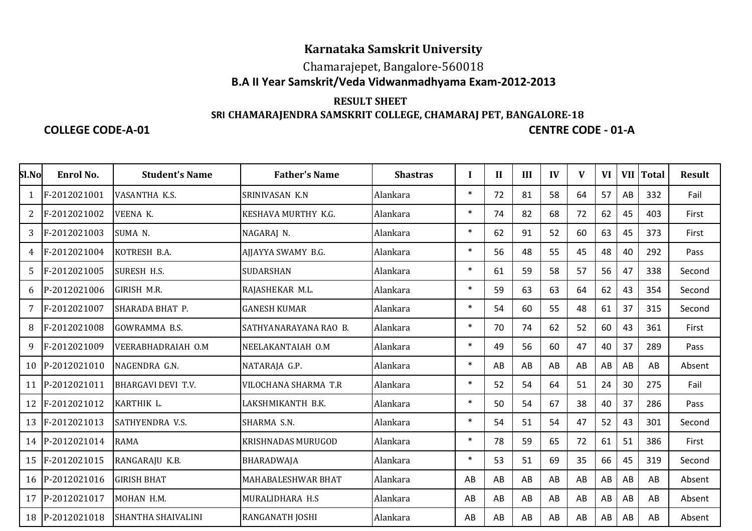# Karnataka Samskrit University

Chamarajepet, Bangalore-560018

**B.A II Year Samskrit/Veda Vidwanmadhyama Exam-2012-2013**

**RESULT SHEET**

**SRI CHAMARAJENDRA SAMSKRIT COLLEGE, CHAMARAJ PET, BANGALORE-18**

**COLLEGE CODE-A-01** **CENTRE CODE - 01-A**

| Sl.No | Enrol No. | Student's Name | Father's Name | Shastras | I | II | III | IV | V | VI | VII | Total | Result |
|---|---|---|---|---|---|---|---|---|---|---|---|---|---|
| 1 | F-2012021001 | VASANTHA K.S. | SRINIVASAN K.N | Alankara | * | 72 | 81 | 58 | 64 | 57 | AB | 332 | Fail |
| 2 | F-2012021002 | VEENA K. | KESHAVA MURTHY K.G. | Alankara | * | 74 | 82 | 68 | 72 | 62 | 45 | 403 | First |
| 3 | F-2012021003 | SUMA N. | NAGARAJ N. | Alankara | * | 62 | 91 | 52 | 60 | 63 | 45 | 373 | First |
| 4 | F-2012021004 | KOTRESH B.A. | AJJAYYA SWAMY B.G. | Alankara | * | 56 | 48 | 55 | 45 | 48 | 40 | 292 | Pass |
| 5 | F-2012021005 | SURESH H.S. | SUDARSHAN | Alankara | * | 61 | 59 | 58 | 57 | 56 | 47 | 338 | Second |
| 6 | P-2012021006 | GIRISH M.R. | RAJASHEKAR M.L. | Alankara | * | 59 | 63 | 63 | 64 | 62 | 43 | 354 | Second |
| 7 | F-2012021007 | SHARADA BHAT P. | GANESH KUMAR | Alankara | * | 54 | 60 | 55 | 48 | 61 | 37 | 315 | Second |
| 8 | F-2012021008 | GOWRAMMA B.S. | SATHYANARAYANA RAO B. | Alankara | * | 70 | 74 | 62 | 52 | 60 | 43 | 361 | First |
| 9 | F-2012021009 | VEERABHADRAIAH O.M | NEELAKANTAIAH O.M | Alankara | * | 49 | 56 | 60 | 47 | 40 | 37 | 289 | Pass |
| 10 | P-2012021010 | NAGENDRA G.N. | NATARAJA G.P. | Alankara | * | AB | AB | AB | AB | AB | AB | AB | Absent |
| 11 | P-2012021011 | BHARGAVI DEVI T.V. | VILOCHANA SHARMA T.R | Alankara | * | 52 | 54 | 64 | 51 | 24 | 30 | 275 | Fail |
| 12 | F-2012021012 | KARTHIK L. | LAKSHMIKANTH B.K. | Alankara | * | 50 | 54 | 67 | 38 | 40 | 37 | 286 | Pass |
| 13 | F-2012021013 | SATHYENDRA V.S. | SHARMA S.N. | Alankara | * | 54 | 51 | 54 | 47 | 52 | 43 | 301 | Second |
| 14 | P-2012021014 | RAMA | KRISHNADAS MURUGOD | Alankara | * | 78 | 59 | 65 | 72 | 61 | 51 | 386 | First |
| 15 | F-2012021015 | RANGARAJU K.B. | BHARADWAJA | Alankara | * | 53 | 51 | 69 | 35 | 66 | 45 | 319 | Second |
| 16 | P-2012021016 | GIRISH BHAT | MAHABALESHWAR BHAT | Alankara | AB | AB | AB | AB | AB | AB | AB | AB | Absent |
| 17 | P-2012021017 | MOHAN H.M. | MURALIDHARA H.S | Alankara | AB | AB | AB | AB | AB | AB | AB | AB | Absent |
| 18 | P-2012021018 | SHANTHA SHAIVALINI | RANGANATH JOSHI | Alankara | AB | AB | AB | AB | AB | AB | AB | AB | Absent |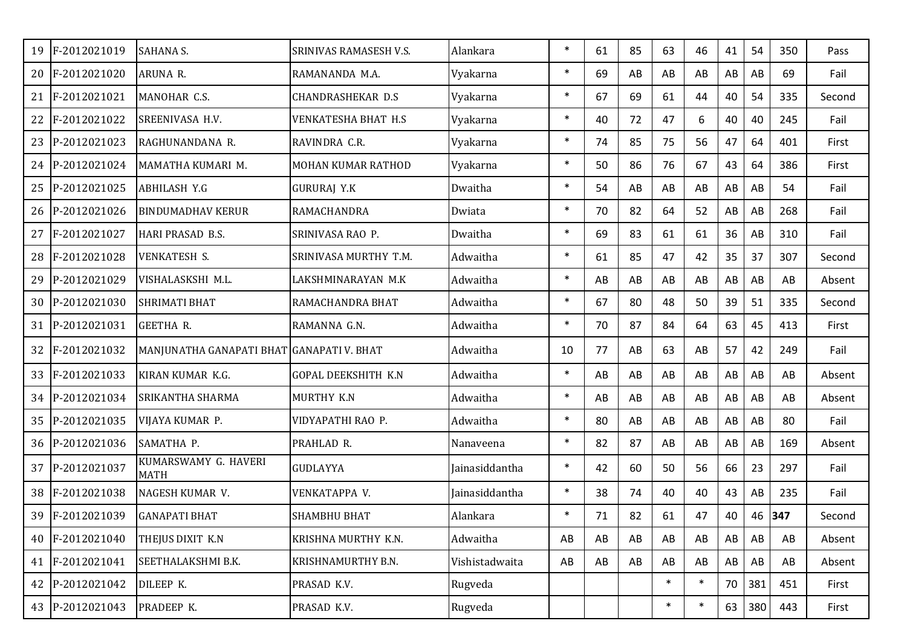| | | | | | | | | | | | | | |
|---|---|---|---|---|---|---|---|---|---|---|---|---|---|
| 19 | F-2012021019 | SAHANA S. | SRINIVAS RAMASESH V.S. | Alankara | * | 61 | 85 | 63 | 46 | 41 | 54 | 350 | Pass |
| 20 | F-2012021020 | ARUNA R. | RAMANANDA M.A. | Vyakarna | * | 69 | AB | AB | AB | AB | AB | 69 | Fail |
| 21 | F-2012021021 | MANOHAR C.S. | CHANDRASHEKAR D.S | Vyakarna | * | 67 | 69 | 61 | 44 | 40 | 54 | 335 | Second |
| 22 | F-2012021022 | SREENIVASA H.V. | VENKATESHA BHAT H.S | Vyakarna | * | 40 | 72 | 47 | 6 | 40 | 40 | 245 | Fail |
| 23 | P-2012021023 | RAGHUNANDANA R. | RAVINDRA C.R. | Vyakarna | * | 74 | 85 | 75 | 56 | 47 | 64 | 401 | First |
| 24 | P-2012021024 | MAMATHA KUMARI M. | MOHAN KUMAR RATHOD | Vyakarna | * | 50 | 86 | 76 | 67 | 43 | 64 | 386 | First |
| 25 | P-2012021025 | ABHILASH Y.G | GURURAJ Y.K | Dwaitha | * | 54 | AB | AB | AB | AB | AB | 54 | Fail |
| 26 | P-2012021026 | BINDUMADHAV KERUR | RAMACHANDRA | Dwiata | * | 70 | 82 | 64 | 52 | AB | AB | 268 | Fail |
| 27 | F-2012021027 | HARI PRASAD B.S. | SRINIVASA RAO P. | Dwaitha | * | 69 | 83 | 61 | 61 | 36 | AB | 310 | Fail |
| 28 | F-2012021028 | VENKATESH S. | SRINIVASA MURTHY T.M. | Adwaitha | * | 61 | 85 | 47 | 42 | 35 | 37 | 307 | Second |
| 29 | P-2012021029 | VISHALASKSHI M.L. | LAKSHMINARAYAN M.K | Adwaitha | * | AB | AB | AB | AB | AB | AB | AB | Absent |
| 30 | P-2012021030 | SHRIMATI BHAT | RAMACHANDRA BHAT | Adwaitha | * | 67 | 80 | 48 | 50 | 39 | 51 | 335 | Second |
| 31 | P-2012021031 | GEETHA R. | RAMANNA G.N. | Adwaitha | * | 70 | 87 | 84 | 64 | 63 | 45 | 413 | First |
| 32 | F-2012021032 | MANJUNATHA GANAPATI BHAT | GANAPATI V. BHAT | Adwaitha | 10 | 77 | AB | 63 | AB | 57 | 42 | 249 | Fail |
| 33 | F-2012021033 | KIRAN KUMAR K.G. | GOPAL DEEKSHITH K.N | Adwaitha | * | AB | AB | AB | AB | AB | AB | AB | Absent |
| 34 | P-2012021034 | SRIKANTHA SHARMA | MURTHY K.N | Adwaitha | * | AB | AB | AB | AB | AB | AB | AB | Absent |
| 35 | P-2012021035 | VIJAYA KUMAR P. | VIDYAPATHI RAO P. | Adwaitha | * | 80 | AB | AB | AB | AB | AB | 80 | Fail |
| 36 | P-2012021036 | SAMATHA P. | PRAHLAD R. | Nanaveena | * | 82 | 87 | AB | AB | AB | AB | 169 | Absent |
| 37 | P-2012021037 | KUMARSWAMY G. HAVERI MATH | GUDLAYYA | Jainasiddantha | * | 42 | 60 | 50 | 56 | 66 | 23 | 297 | Fail |
| 38 | F-2012021038 | NAGESH KUMAR V. | VENKATAPPA V. | Jainasiddantha | * | 38 | 74 | 40 | 40 | 43 | AB | 235 | Fail |
| 39 | F-2012021039 | GANAPATI BHAT | SHAMBHU BHAT | Alankara | * | 71 | 82 | 61 | 47 | 40 | 46 | **347** | Second |
| 40 | F-2012021040 | THEJUS DIXIT K.N | KRISHNA MURTHY K.N. | Adwaitha | AB | AB | AB | AB | AB | AB | AB | AB | Absent |
| 41 | F-2012021041 | SEETHALAKSHMI B.K. | KRISHNAMURTHY B.N. | Vishistadwaita | AB | AB | AB | AB | AB | AB | AB | AB | Absent |
| 42 | P-2012021042 | DILEEP K. | PRASAD K.V. | Rugveda | | | | * | * | 70 | 381 | 451 | First |
| 43 | P-2012021043 | PRADEEP K. | PRASAD K.V. | Rugveda | | | | * | * | 63 | 380 | 443 | First |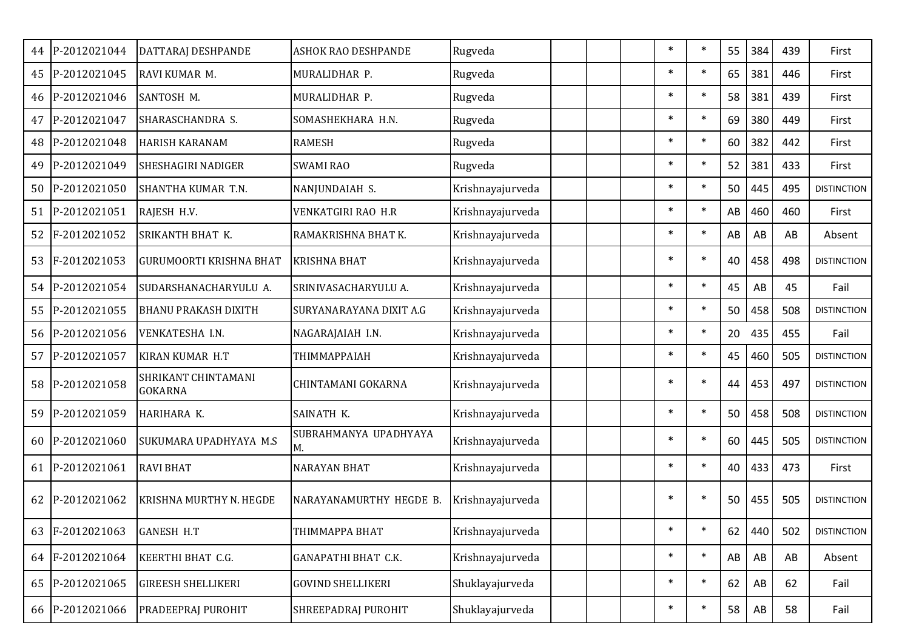| 44 | P-2012021044 | DATTARAJ DESHPANDE | ASHOK RAO DESHPANDE | Rugveda | | | | * | * | 55 | 384 | 439 | First |
|---|---|---|---|---|---|---|---|---|---|---|---|---|---|
| 45 | P-2012021045 | RAVI KUMAR M. | MURALIDHAR P. | Rugveda | | | | * | * | 65 | 381 | 446 | First |
| 46 | P-2012021046 | SANTOSH M. | MURALIDHAR P. | Rugveda | | | | * | * | 58 | 381 | 439 | First |
| 47 | P-2012021047 | SHARASCHANDRA S. | SOMASHEKHARA H.N. | Rugveda | | | | * | * | 69 | 380 | 449 | First |
| 48 | P-2012021048 | HARISH KARANAM | RAMESH | Rugveda | | | | * | * | 60 | 382 | 442 | First |
| 49 | P-2012021049 | SHESHAGIRI NADIGER | SWAMI RAO | Rugveda | | | | * | * | 52 | 381 | 433 | First |
| 50 | P-2012021050 | SHANTHA KUMAR T.N. | NANJUNDAIAH S. | Krishnayajurveda | | | | * | * | 50 | 445 | 495 | DISTINCTION |
| 51 | P-2012021051 | RAJESH H.V. | VENKATGIRI RAO H.R | Krishnayajurveda | | | | * | * | AB | 460 | 460 | First |
| 52 | F-2012021052 | SRIKANTH BHAT K. | RAMAKRISHNA BHAT K. | Krishnayajurveda | | | | * | * | AB | AB | AB | Absent |
| 53 | F-2012021053 | GURUMOORTI KRISHNA BHAT | KRISHNA BHAT | Krishnayajurveda | | | | * | * | 40 | 458 | 498 | DISTINCTION |
| 54 | P-2012021054 | SUDARSHANACHARYULU A. | SRINIVASACHARYULU A. | Krishnayajurveda | | | | * | * | 45 | AB | 45 | Fail |
| 55 | P-2012021055 | BHANU PRAKASH DIXITH | SURYANARAYANA DIXIT A.G | Krishnayajurveda | | | | * | * | 50 | 458 | 508 | DISTINCTION |
| 56 | P-2012021056 | VENKATESHA I.N. | NAGARAJAIAH I.N. | Krishnayajurveda | | | | * | * | 20 | 435 | 455 | Fail |
| 57 | P-2012021057 | KIRAN KUMAR H.T | THIMMAPPAIAH | Krishnayajurveda | | | | * | * | 45 | 460 | 505 | DISTINCTION |
| 58 | P-2012021058 | SHRIKANT CHINTAMANI GOKARNA | CHINTAMANI GOKARNA | Krishnayajurveda | | | | * | * | 44 | 453 | 497 | DISTINCTION |
| 59 | P-2012021059 | HARIHARA K. | SAINATH K. | Krishnayajurveda | | | | * | * | 50 | 458 | 508 | DISTINCTION |
| 60 | P-2012021060 | SUKUMARA UPADHYAYA M.S | SUBRAHMANYA UPADHYAYA M. | Krishnayajurveda | | | | * | * | 60 | 445 | 505 | DISTINCTION |
| 61 | P-2012021061 | RAVI BHAT | NARAYAN BHAT | Krishnayajurveda | | | | * | * | 40 | 433 | 473 | First |
| 62 | P-2012021062 | KRISHNA MURTHY N. HEGDE | NARAYANAMURTHY HEGDE B. | Krishnayajurveda | | | | * | * | 50 | 455 | 505 | DISTINCTION |
| 63 | F-2012021063 | GANESH H.T | THIMMAPPA BHAT | Krishnayajurveda | | | | * | * | 62 | 440 | 502 | DISTINCTION |
| 64 | F-2012021064 | KEERTHI BHAT C.G. | GANAPATHI BHAT C.K. | Krishnayajurveda | | | | * | * | AB | AB | AB | Absent |
| 65 | P-2012021065 | GIREESH SHELLIKERI | GOVIND SHELLIKERI | Shuklayajurveda | | | | * | * | 62 | AB | 62 | Fail |
| 66 | P-2012021066 | PRADEEPRAJ PUROHIT | SHREEPADRAJ PUROHIT | Shuklayajurveda | | | | * | * | 58 | AB | 58 | Fail |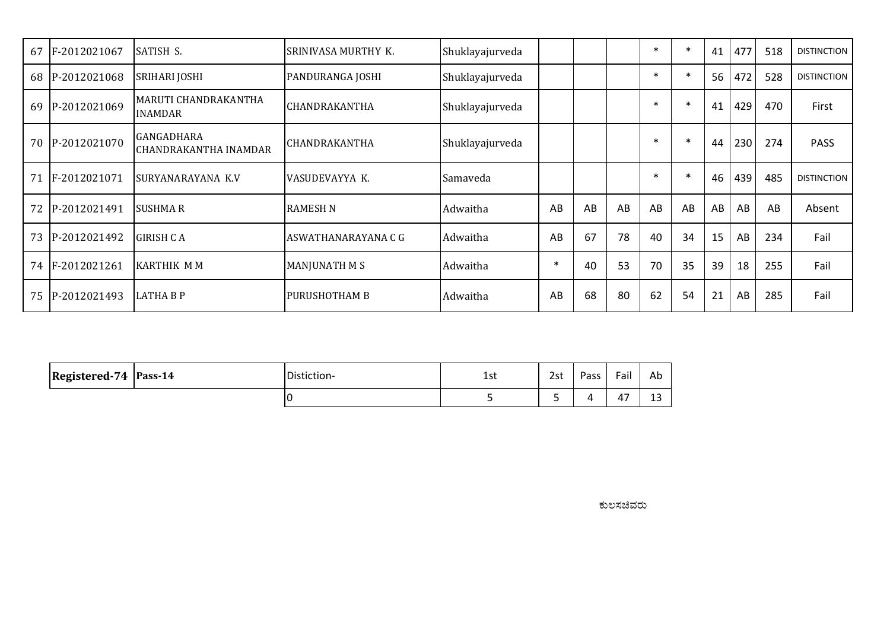| | | | | | | | | | | | | | | |
|---|---|---|---|---|---|---|---|---|---|---|---|---|---|---|
| 67 | F-2012021067 | SATISH S. | SRINIVASA MURTHY K. | Shuklayajurveda | | | | * | * | 41 | 477 | 518 | DISTINCTION |
| 68 | P-2012021068 | SRIHARI JOSHI | PANDURANGA JOSHI | Shuklayajurveda | | | | * | * | 56 | 472 | 528 | DISTINCTION |
| 69 | P-2012021069 | MARUTI CHANDRAKANTHA INAMDAR | CHANDRAKANTHA | Shuklayajurveda | | | | * | * | 41 | 429 | 470 | First |
| 70 | P-2012021070 | GANGADHARA CHANDRAKANTHA INAMDAR | CHANDRAKANTHA | Shuklayajurveda | | | | * | * | 44 | 230 | 274 | PASS |
| 71 | F-2012021071 | SURYANARAYANA K.V | VASUDEVAYYA K. | Samaveda | | | | * | * | 46 | 439 | 485 | DISTINCTION |
| 72 | P-2012021491 | SUSHMA R | RAMESH N | Adwaitha | AB | AB | AB | AB | AB | AB | AB | AB | Absent |
| 73 | P-2012021492 | GIRISH C A | ASWATHANARAYANA C G | Adwaitha | AB | 67 | 78 | 40 | 34 | 15 | AB | 234 | Fail |
| 74 | F-2012021261 | KARTHIK M M | MANJUNATH M S | Adwaitha | * | 40 | 53 | 70 | 35 | 39 | 18 | 255 | Fail |
| 75 | P-2012021493 | LATHA B P | PURUSHOTHAM B | Adwaitha | AB | 68 | 80 | 62 | 54 | 21 | AB | 285 | Fail |

| | | | | | | | |
|---|---|---|---|---|---|---|---|
| **Registered-74** | **Pass-14** | Distiction- | 1st | 2st | Pass | Fail | Ab |
| | | 0 | 5 | 5 | 4 | 47 | 13 |

ಕುಲಸಚಿವರು